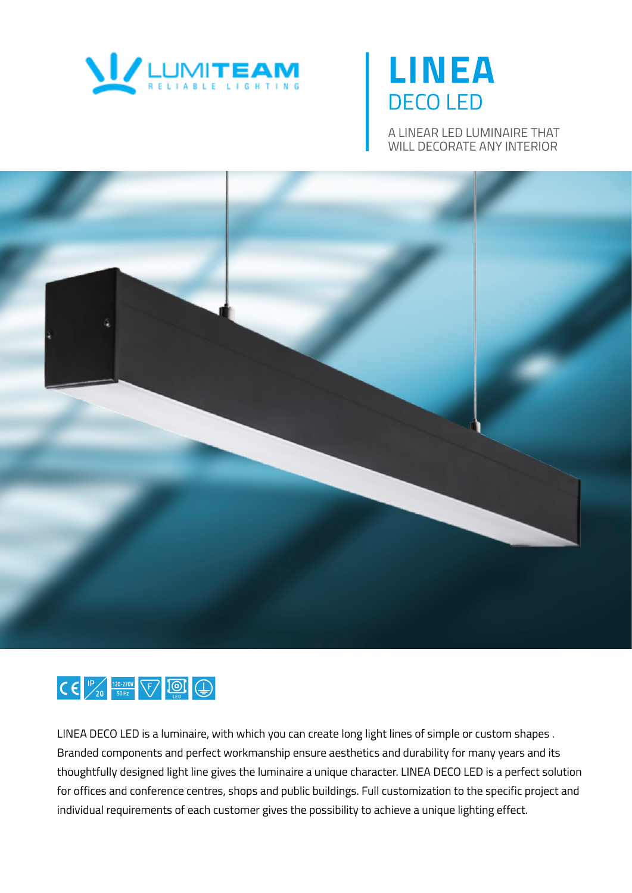LUMITEAM
RELIABLE LIGHTING

# LINEA

## DECO LED

A LINEAR LED LUMINAIRE THAT WILL DECORATE ANY INTERIOR

IP 20 | 120-270V 50 Hz | F | LED

LINEA DECO LED is a luminaire, with which you can create long light lines of simple or custom shapes . Branded components and perfect workmanship ensure aesthetics and durability for many years and its thoughtfully designed light line gives the luminaire a unique character. LINEA DECO LED is a perfect solution for offices and conference centres, shops and public buildings. Full customization to the specific project and individual requirements of each customer gives the possibility to achieve a unique lighting effect.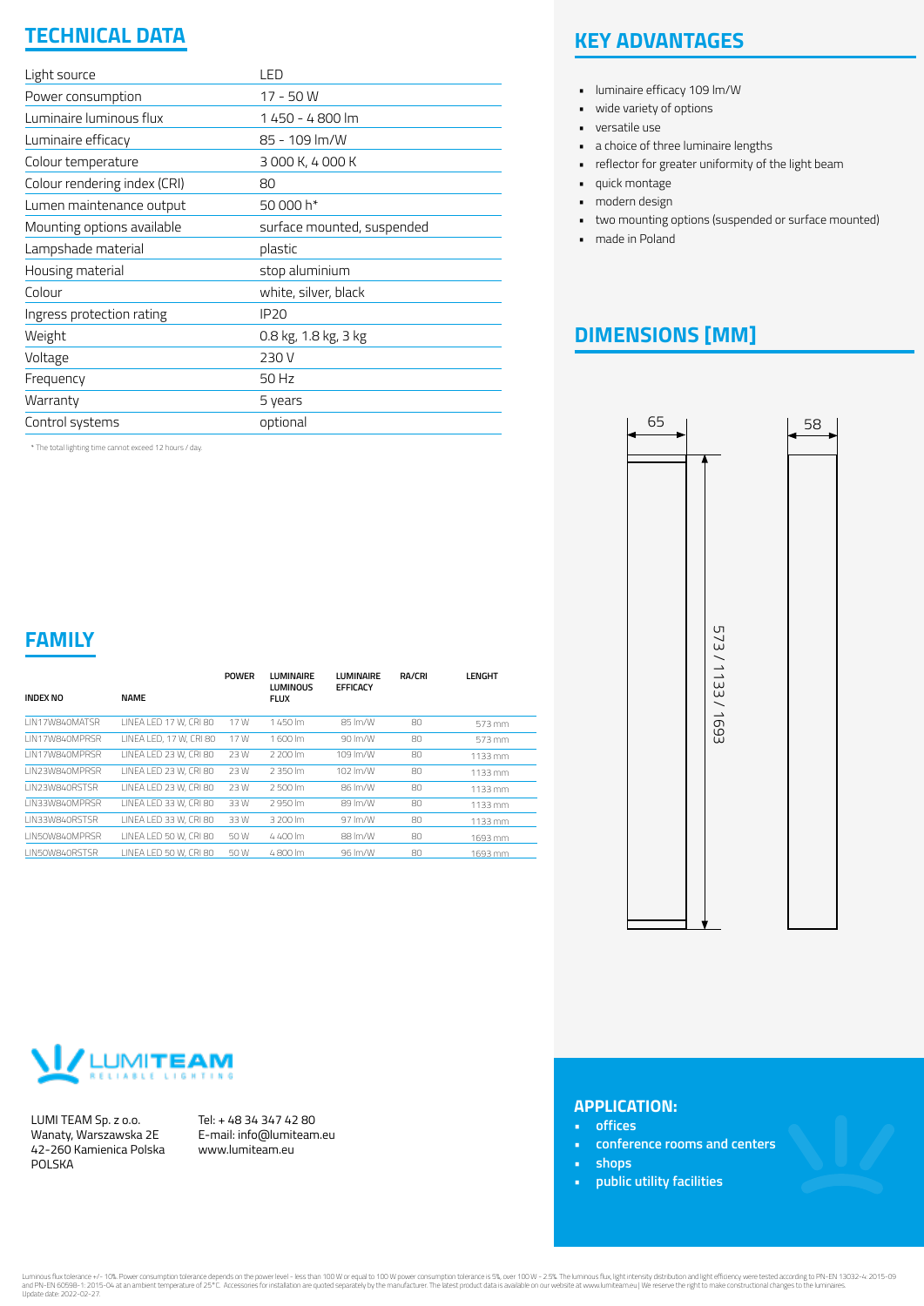## TECHNICAL DATA

| | |
|---|---|
| Light source | LED |
| Power consumption | 17 - 50 W |
| Luminaire luminous flux | 1 450 - 4 800 lm |
| Luminaire efficacy | 85 - 109 lm/W |
| Colour temperature | 3 000 K, 4 000 K |
| Colour rendering index (CRI) | 80 |
| Lumen maintenance output | 50 000 h* |
| Mounting options available | surface mounted, suspended |
| Lampshade material | plastic |
| Housing material | stop aluminium |
| Colour | white, silver, black |
| Ingress protection rating | IP20 |
| Weight | 0.8 kg, 1.8 kg, 3 kg |
| Voltage | 230 V |
| Frequency | 50 Hz |
| Warranty | 5 years |
| Control systems | optional |

\* The total lighting time cannot exceed 12 hours / day.

## KEY ADVANTAGES

- luminaire efficacy 109 lm/W
- wide variety of options
- versatile use
- a choice of three luminaire lengths
- reflector for greater uniformity of the light beam
- quick montage
- modern design
- two mounting options (suspended or surface mounted)
- made in Poland

## DIMENSIONS [MM]

65

58

573 / 1133 / 1693

## FAMILY

| INDEX NO | NAME | POWER | LUMINAIRE LUMINOUS FLUX | LUMINAIRE EFFICACY | RA/CRI | LENGHT |
|---|---|---|---|---|---|---|
| LIN17W840MATSR | LINEA LED 17 W, CRI 80 | 17 W | 1 450 lm | 85 lm/W | 80 | 573 mm |
| LIN17W840MPRSR | LINEA LED, 17 W, CRI 80 | 17 W | 1 600 lm | 90 lm/W | 80 | 573 mm |
| LIN17W840MPRSR | LINEA LED 23 W, CRI 80 | 23 W | 2 200 lm | 109 lm/W | 80 | 1133 mm |
| LIN23W840MPRSR | LINEA LED 23 W, CRI 80 | 23 W | 2 350 lm | 102 lm/W | 80 | 1133 mm |
| LIN23W840RSTSR | LINEA LED 23 W, CRI 80 | 23 W | 2 500 lm | 86 lm/W | 80 | 1133 mm |
| LIN33W840MPRSR | LINEA LED 33 W, CRI 80 | 33 W | 2 950 lm | 89 lm/W | 80 | 1133 mm |
| LIN33W840RSTSR | LINEA LED 33 W, CRI 80 | 33 W | 3 200 lm | 97 lm/W | 80 | 1133 mm |
| LIN50W840MPRSR | LINEA LED 50 W, CRI 80 | 50 W | 4 400 lm | 88 lm/W | 80 | 1693 mm |
| LIN50W840RSTSR | LINEA LED 50 W, CRI 80 | 50 W | 4 800 lm | 96 lm/W | 80 | 1693 mm |

LUMITEAM RELIABLE LIGHTING

LUMI TEAM Sp. z o.o.
Wanaty, Warszawska 2E
42-260 Kamienica Polska
POLSKA

Tel: + 48 34 347 42 80
E-mail: info@lumiteam.eu
www.lumiteam.eu

### APPLICATION:

- **offices**
- **conference rooms and centers**
- **shops**
- **public utility facilities**

Luminous flux tolerance +/- 10%. Power consumption tolerance depends on the power level - less than 100 W or equal to 100 W power consumption tolerance is 5%, over 100 W - 2.5%. The luminous flux, light intensity distribution and light efficiency were tested according to PN-EN 13032-4: 2015-09 and PN-EN 60598-1: 2015-04 at an ambient temperature of 25°C. Accessories for installation are quoted separately by the manufacturer. The latest product data is available on our website at www.lumiteam.eu | We reserve the right to make constructional changes to the luminaires.
Update date: 2022-02-27.